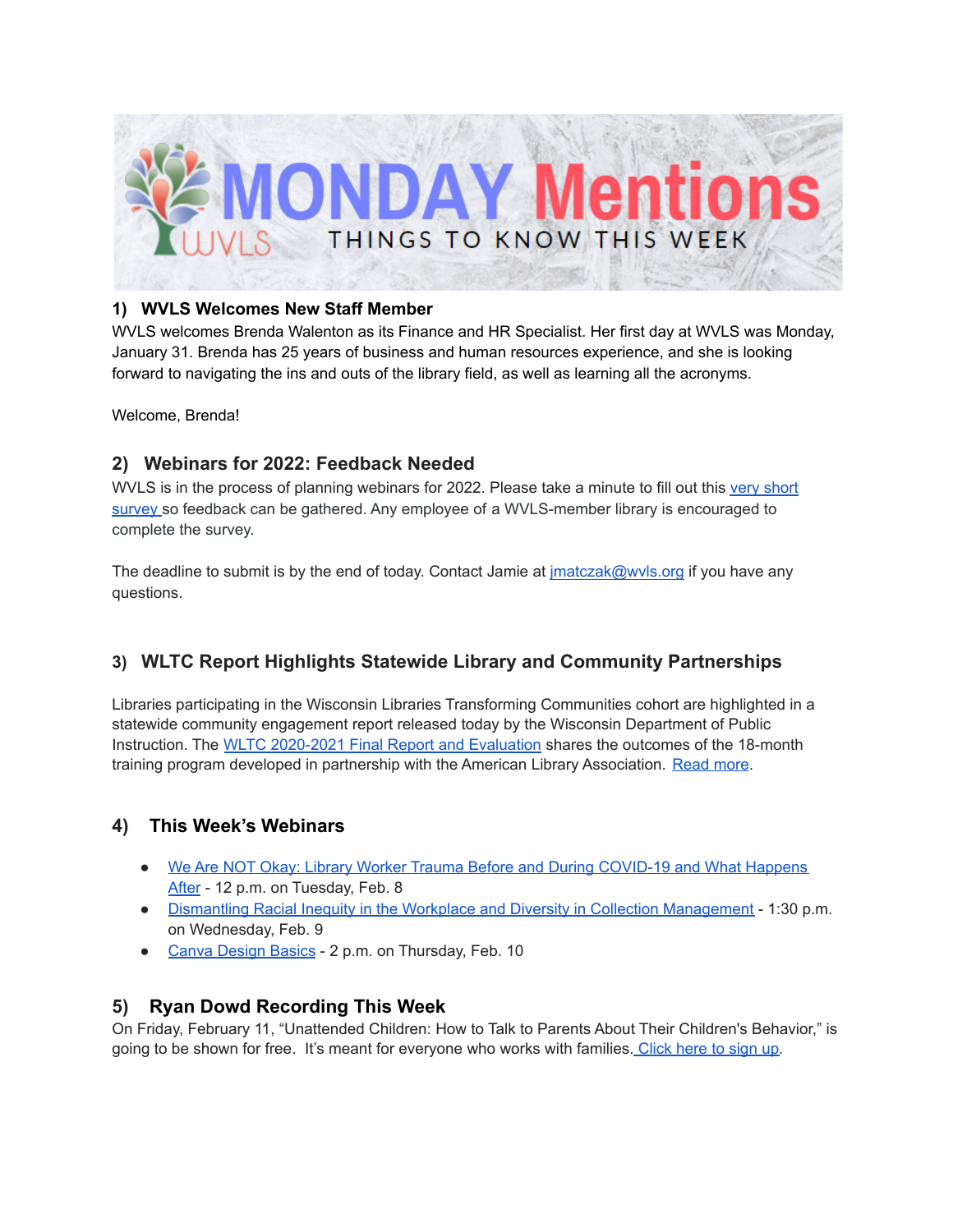# MONDAY Mentions

THINGS TO KNOW THIS WEEK

## 1) WVLS Welcomes New Staff Member

WVLS welcomes Brenda Walenton as its Finance and HR Specialist. Her first day at WVLS was Monday, January 31. Brenda has 25 years of business and human resources experience, and she is looking forward to navigating the ins and outs of the library field, as well as learning all the acronyms.

Welcome, Brenda!

## 2) Webinars for 2022: Feedback Needed

WVLS is in the process of planning webinars for 2022. Please take a minute to fill out this very short survey so feedback can be gathered. Any employee of a WVLS-member library is encouraged to complete the survey.

The deadline to submit is by the end of today. Contact Jamie at jmatczak@wvls.org if you have any questions.

## 3) WLTC Report Highlights Statewide Library and Community Partnerships

Libraries participating in the Wisconsin Libraries Transforming Communities cohort are highlighted in a statewide community engagement report released today by the Wisconsin Department of Public Instruction. The WLTC 2020-2021 Final Report and Evaluation shares the outcomes of the 18-month training program developed in partnership with the American Library Association. Read more.

## 4) This Week's Webinars

- We Are NOT Okay: Library Worker Trauma Before and During COVID-19 and What Happens After - 12 p.m. on Tuesday, Feb. 8
- Dismantling Racial Inequity in the Workplace and Diversity in Collection Management - 1:30 p.m. on Wednesday, Feb. 9
- Canva Design Basics - 2 p.m. on Thursday, Feb. 10

## 5) Ryan Dowd Recording This Week

On Friday, February 11, "Unattended Children: How to Talk to Parents About Their Children's Behavior," is going to be shown for free. It's meant for everyone who works with families. Click here to sign up.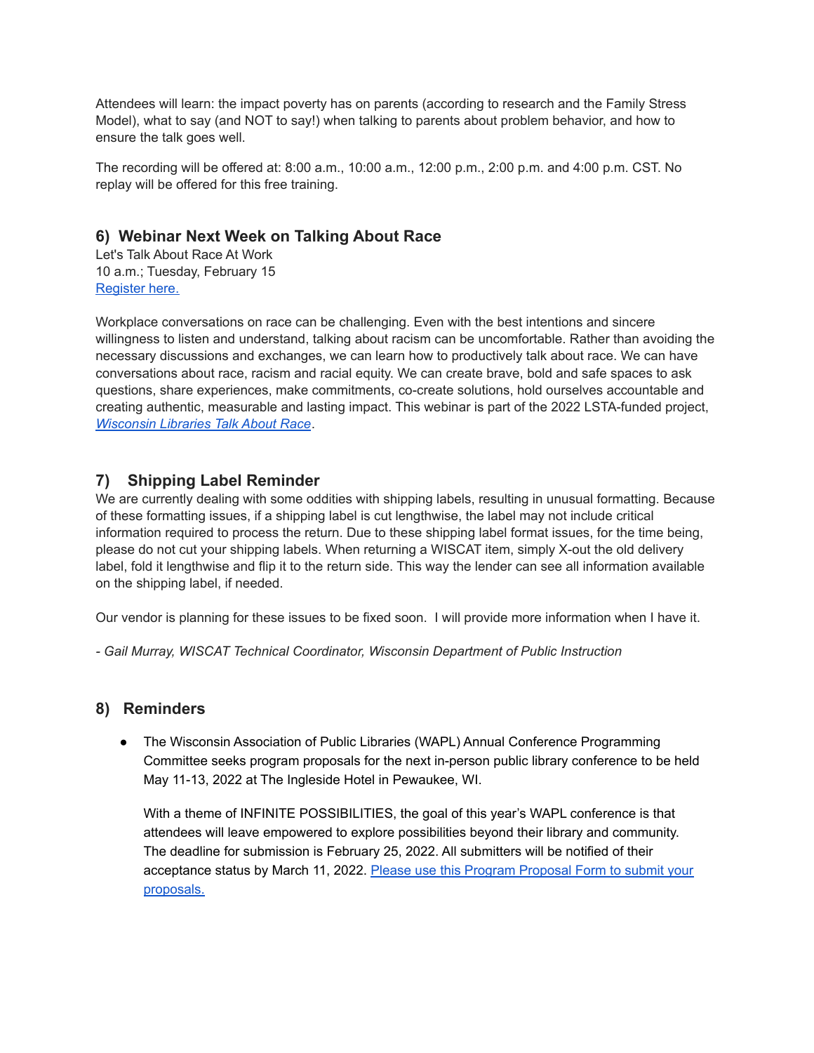Attendees will learn: the impact poverty has on parents (according to research and the Family Stress Model), what to say (and NOT to say!) when talking to parents about problem behavior, and how to ensure the talk goes well.

The recording will be offered at: 8:00 a.m., 10:00 a.m., 12:00 p.m., 2:00 p.m. and 4:00 p.m. CST. No replay will be offered for this free training.

## 6) Webinar Next Week on Talking About Race

Let's Talk About Race At Work
10 a.m.; Tuesday, February 15
[Register here.]()

Workplace conversations on race can be challenging. Even with the best intentions and sincere willingness to listen and understand, talking about racism can be uncomfortable. Rather than avoiding the necessary discussions and exchanges, we can learn how to productively talk about race. We can have conversations about race, racism and racial equity. We can create brave, bold and safe spaces to ask questions, share experiences, make commitments, co-create solutions, hold ourselves accountable and creating authentic, measurable and lasting impact. This webinar is part of the 2022 LSTA-funded project, [*Wisconsin Libraries Talk About Race*]().

## 7) Shipping Label Reminder

We are currently dealing with some oddities with shipping labels, resulting in unusual formatting. Because of these formatting issues, if a shipping label is cut lengthwise, the label may not include critical information required to process the return. Due to these shipping label format issues, for the time being, please do not cut your shipping labels. When returning a WISCAT item, simply X-out the old delivery label, fold it lengthwise and flip it to the return side. This way the lender can see all information available on the shipping label, if needed.

Our vendor is planning for these issues to be fixed soon. I will provide more information when I have it.

*- Gail Murray, WISCAT Technical Coordinator, Wisconsin Department of Public Instruction*

## 8) Reminders

- The Wisconsin Association of Public Libraries (WAPL) Annual Conference Programming Committee seeks program proposals for the next in-person public library conference to be held May 11-13, 2022 at The Ingleside Hotel in Pewaukee, WI.

  With a theme of INFINITE POSSIBILITIES, the goal of this year's WAPL conference is that attendees will leave empowered to explore possibilities beyond their library and community. The deadline for submission is February 25, 2022. All submitters will be notified of their acceptance status by March 11, 2022. [Please use this Program Proposal Form to submit your proposals.]()